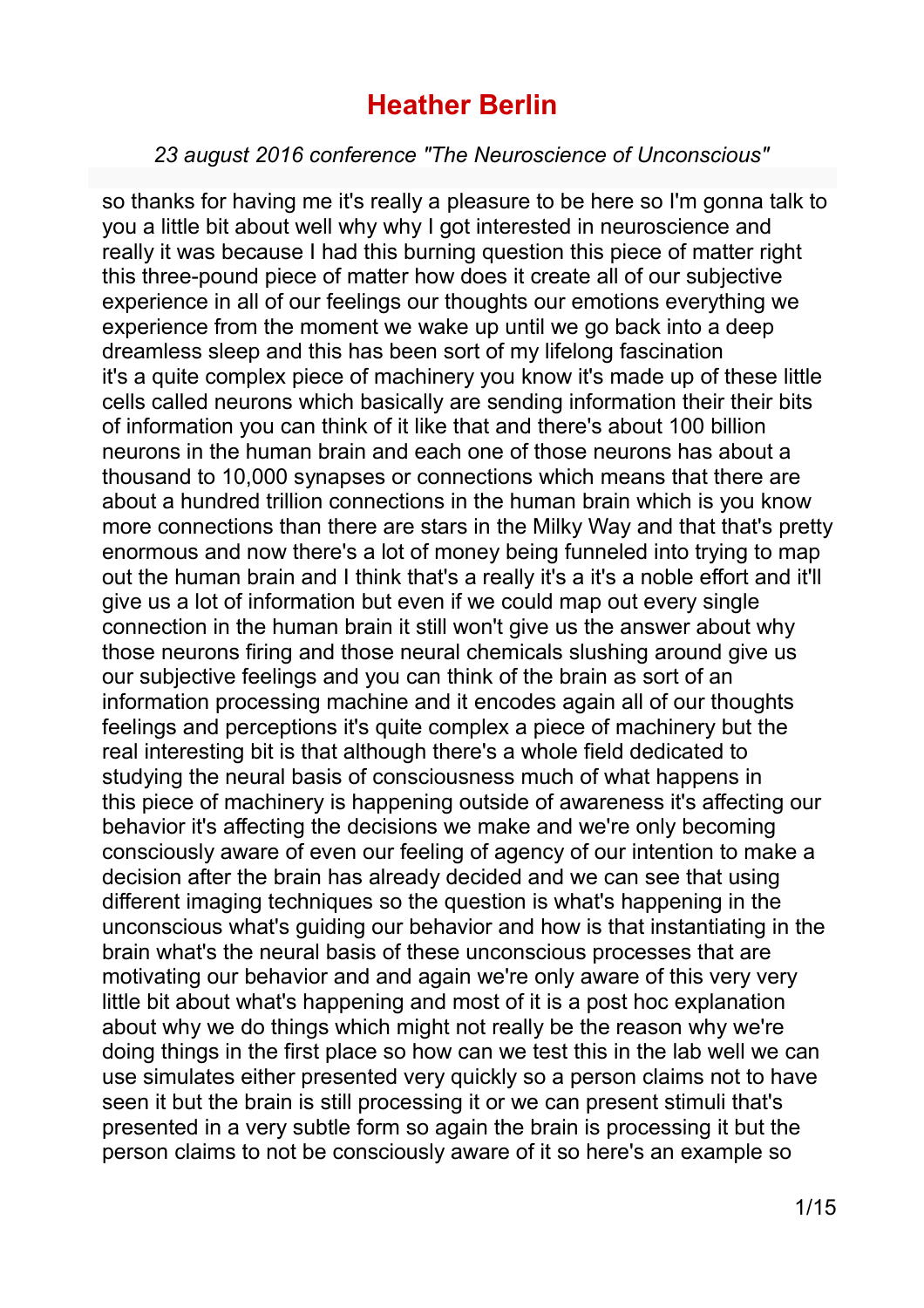# Heather Berlin

*23 august 2016 conference "The Neuroscience of Unconscious"*

so thanks for having me it's really a pleasure to be here so I'm gonna talk to you a little bit about well why why I got interested in neuroscience and really it was because I had this burning question this piece of matter right this three-pound piece of matter how does it create all of our subjective experience in all of our feelings our thoughts our emotions everything we experience from the moment we wake up until we go back into a deep dreamless sleep and this has been sort of my lifelong fascination it's a quite complex piece of machinery you know it's made up of these little cells called neurons which basically are sending information their their bits of information you can think of it like that and there's about 100 billion neurons in the human brain and each one of those neurons has about a thousand to 10,000 synapses or connections which means that there are about a hundred trillion connections in the human brain which is you know more connections than there are stars in the Milky Way and that that's pretty enormous and now there's a lot of money being funneled into trying to map out the human brain and I think that's a really it's a it's a noble effort and it'll give us a lot of information but even if we could map out every single connection in the human brain it still won't give us the answer about why those neurons firing and those neural chemicals slushing around give us our subjective feelings and you can think of the brain as sort of an information processing machine and it encodes again all of our thoughts feelings and perceptions it's quite complex a piece of machinery but the real interesting bit is that although there's a whole field dedicated to studying the neural basis of consciousness much of what happens in this piece of machinery is happening outside of awareness it's affecting our behavior it's affecting the decisions we make and we're only becoming consciously aware of even our feeling of agency of our intention to make a decision after the brain has already decided and we can see that using different imaging techniques so the question is what's happening in the unconscious what's guiding our behavior and how is that instantiating in the brain what's the neural basis of these unconscious processes that are motivating our behavior and and again we're only aware of this very very little bit about what's happening and most of it is a post hoc explanation about why we do things which might not really be the reason why we're doing things in the first place so how can we test this in the lab well we can use simulates either presented very quickly so a person claims not to have seen it but the brain is still processing it or we can present stimuli that's presented in a very subtle form so again the brain is processing it but the person claims to not be consciously aware of it so here's an example so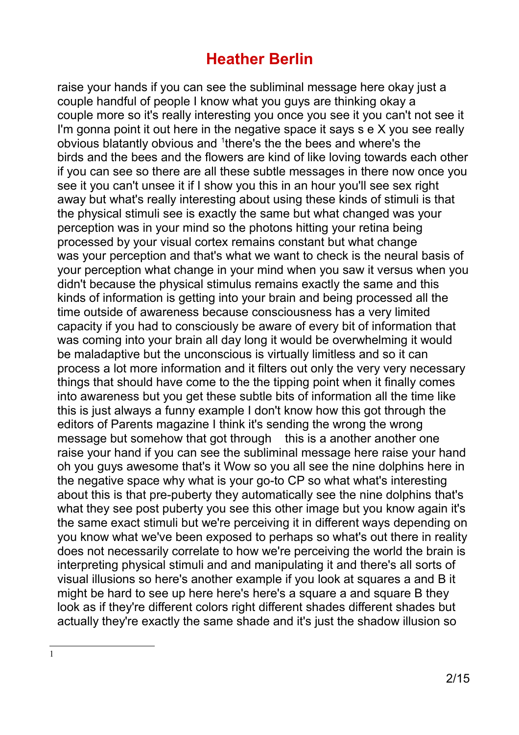# Heather Berlin

raise your hands if you can see the subliminal message here okay just a couple handful of people I know what you guys are thinking okay a couple more so it's really interesting you once you see it you can't not see it I'm gonna point it out here in the negative space it says s e X you see really obvious blatantly obvious and [1]there's the the bees and where's the birds and the bees and the flowers are kind of like loving towards each other if you can see so there are all these subtle messages in there now once you see it you can't unsee it if I show you this in an hour you'll see sex right away but what's really interesting about using these kinds of stimuli is that the physical stimuli see is exactly the same but what changed was your perception was in your mind so the photons hitting your retina being processed by your visual cortex remains constant but what change was your perception and that's what we want to check is the neural basis of your perception what change in your mind when you saw it versus when you didn't because the physical stimulus remains exactly the same and this kinds of information is getting into your brain and being processed all the time outside of awareness because consciousness has a very limited capacity if you had to consciously be aware of every bit of information that was coming into your brain all day long it would be overwhelming it would be maladaptive but the unconscious is virtually limitless and so it can process a lot more information and it filters out only the very very necessary things that should have come to the the tipping point when it finally comes into awareness but you get these subtle bits of information all the time like this is just always a funny example I don't know how this got through the editors of Parents magazine I think it's sending the wrong the wrong message but somehow that got through this is a another another one raise your hand if you can see the subliminal message here raise your hand oh you guys awesome that's it Wow so you all see the nine dolphins here in the negative space why what is your go-to CP so what what's interesting about this is that pre-puberty they automatically see the nine dolphins that's what they see post puberty you see this other image but you know again it's the same exact stimuli but we're perceiving it in different ways depending on you know what we've been exposed to perhaps so what's out there in reality does not necessarily correlate to how we're perceiving the world the brain is interpreting physical stimuli and and manipulating it and there's all sorts of visual illusions so here's another example if you look at squares a and B it might be hard to see up here here's here's a square a and square B they look as if they're different colors right different shades different shades but actually they're exactly the same shade and it's just the shadow illusion so

[1]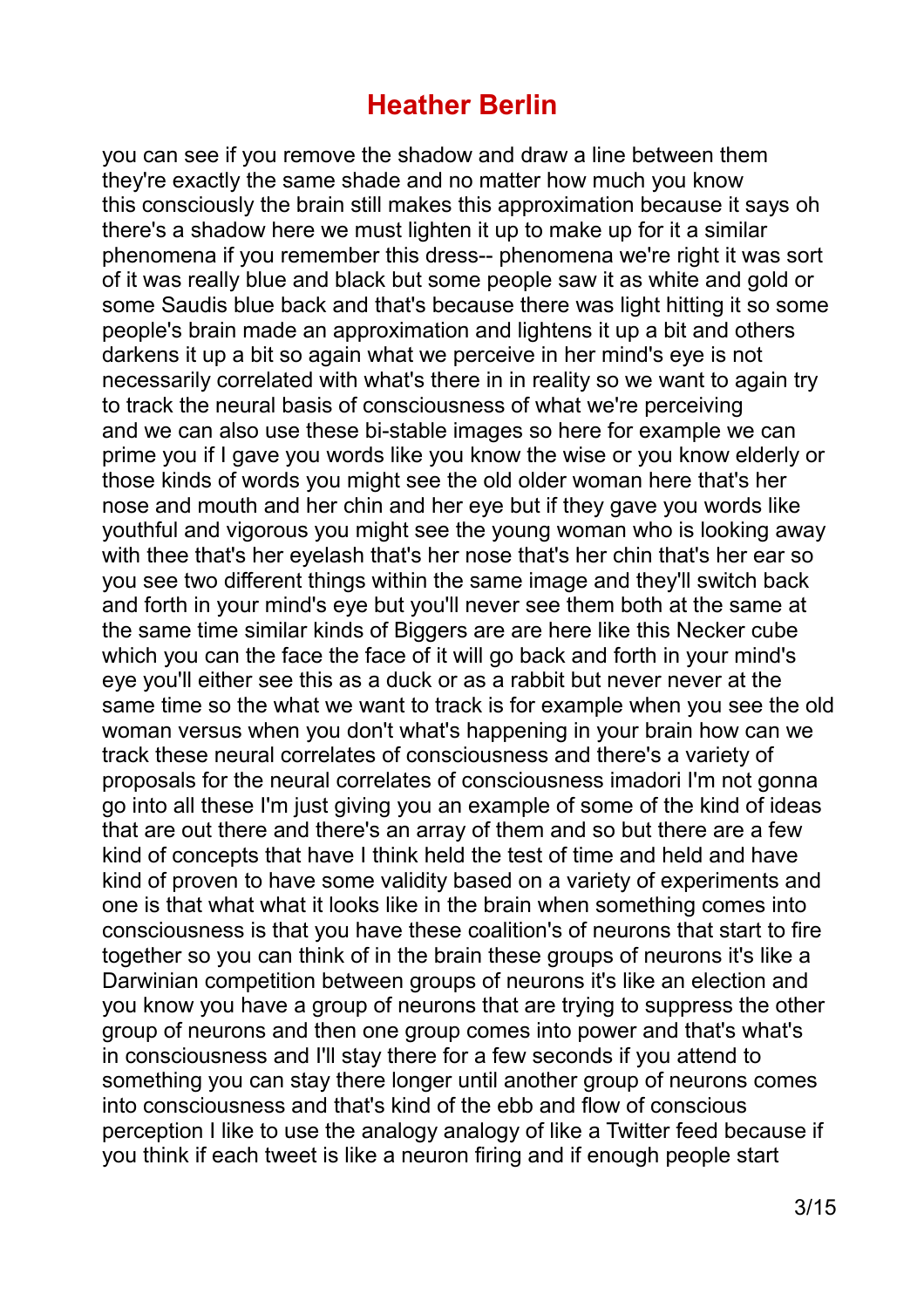# Heather Berlin

you can see if you remove the shadow and draw a line between them they're exactly the same shade and no matter how much you know this consciously the brain still makes this approximation because it says oh there's a shadow here we must lighten it up to make up for it a similar phenomena if you remember this dress-- phenomena we're right it was sort of it was really blue and black but some people saw it as white and gold or some Saudis blue back and that's because there was light hitting it so some people's brain made an approximation and lightens it up a bit and others darkens it up a bit so again what we perceive in her mind's eye is not necessarily correlated with what's there in in reality so we want to again try to track the neural basis of consciousness of what we're perceiving and we can also use these bi-stable images so here for example we can prime you if I gave you words like you know the wise or you know elderly or those kinds of words you might see the old older woman here that's her nose and mouth and her chin and her eye but if they gave you words like youthful and vigorous you might see the young woman who is looking away with thee that's her eyelash that's her nose that's her chin that's her ear so you see two different things within the same image and they'll switch back and forth in your mind's eye but you'll never see them both at the same at the same time similar kinds of Biggers are are here like this Necker cube which you can the face the face of it will go back and forth in your mind's eye you'll either see this as a duck or as a rabbit but never never at the same time so the what we want to track is for example when you see the old woman versus when you don't what's happening in your brain how can we track these neural correlates of consciousness and there's a variety of proposals for the neural correlates of consciousness imadori I'm not gonna go into all these I'm just giving you an example of some of the kind of ideas that are out there and there's an array of them and so but there are a few kind of concepts that have I think held the test of time and held and have kind of proven to have some validity based on a variety of experiments and one is that what what it looks like in the brain when something comes into consciousness is that you have these coalition's of neurons that start to fire together so you can think of in the brain these groups of neurons it's like a Darwinian competition between groups of neurons it's like an election and you know you have a group of neurons that are trying to suppress the other group of neurons and then one group comes into power and that's what's in consciousness and I'll stay there for a few seconds if you attend to something you can stay there longer until another group of neurons comes into consciousness and that's kind of the ebb and flow of conscious perception I like to use the analogy analogy of like a Twitter feed because if you think if each tweet is like a neuron firing and if enough people start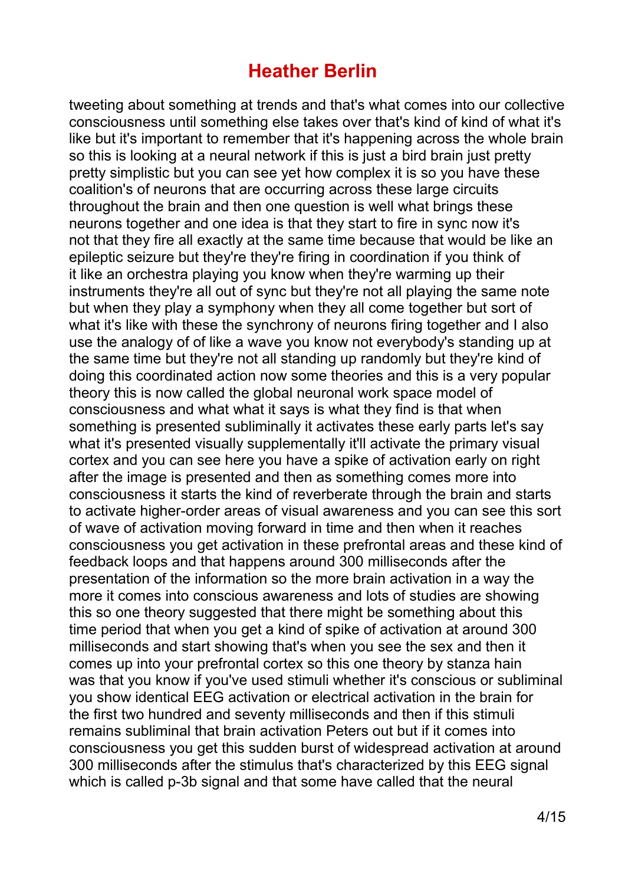# Heather Berlin

tweeting about something at trends and that's what comes into our collective consciousness until something else takes over that's kind of kind of what it's like but it's important to remember that it's happening across the whole brain so this is looking at a neural network if this is just a bird brain just pretty pretty simplistic but you can see yet how complex it is so you have these coalition's of neurons that are occurring across these large circuits throughout the brain and then one question is well what brings these neurons together and one idea is that they start to fire in sync now it's not that they fire all exactly at the same time because that would be like an epileptic seizure but they're they're firing in coordination if you think of it like an orchestra playing you know when they're warming up their instruments they're all out of sync but they're not all playing the same note but when they play a symphony when they all come together but sort of what it's like with these the synchrony of neurons firing together and I also use the analogy of of like a wave you know not everybody's standing up at the same time but they're not all standing up randomly but they're kind of doing this coordinated action now some theories and this is a very popular theory this is now called the global neuronal work space model of consciousness and what what it says is what they find is that when something is presented subliminally it activates these early parts let's say what it's presented visually supplementally it'll activate the primary visual cortex and you can see here you have a spike of activation early on right after the image is presented and then as something comes more into consciousness it starts the kind of reverberate through the brain and starts to activate higher-order areas of visual awareness and you can see this sort of wave of activation moving forward in time and then when it reaches consciousness you get activation in these prefrontal areas and these kind of feedback loops and that happens around 300 milliseconds after the presentation of the information so the more brain activation in a way the more it comes into conscious awareness and lots of studies are showing this so one theory suggested that there might be something about this time period that when you get a kind of spike of activation at around 300 milliseconds and start showing that's when you see the sex and then it comes up into your prefrontal cortex so this one theory by stanza hain was that you know if you've used stimuli whether it's conscious or subliminal you show identical EEG activation or electrical activation in the brain for the first two hundred and seventy milliseconds and then if this stimuli remains subliminal that brain activation Peters out but if it comes into consciousness you get this sudden burst of widespread activation at around 300 milliseconds after the stimulus that's characterized by this EEG signal which is called p-3b signal and that some have called that the neural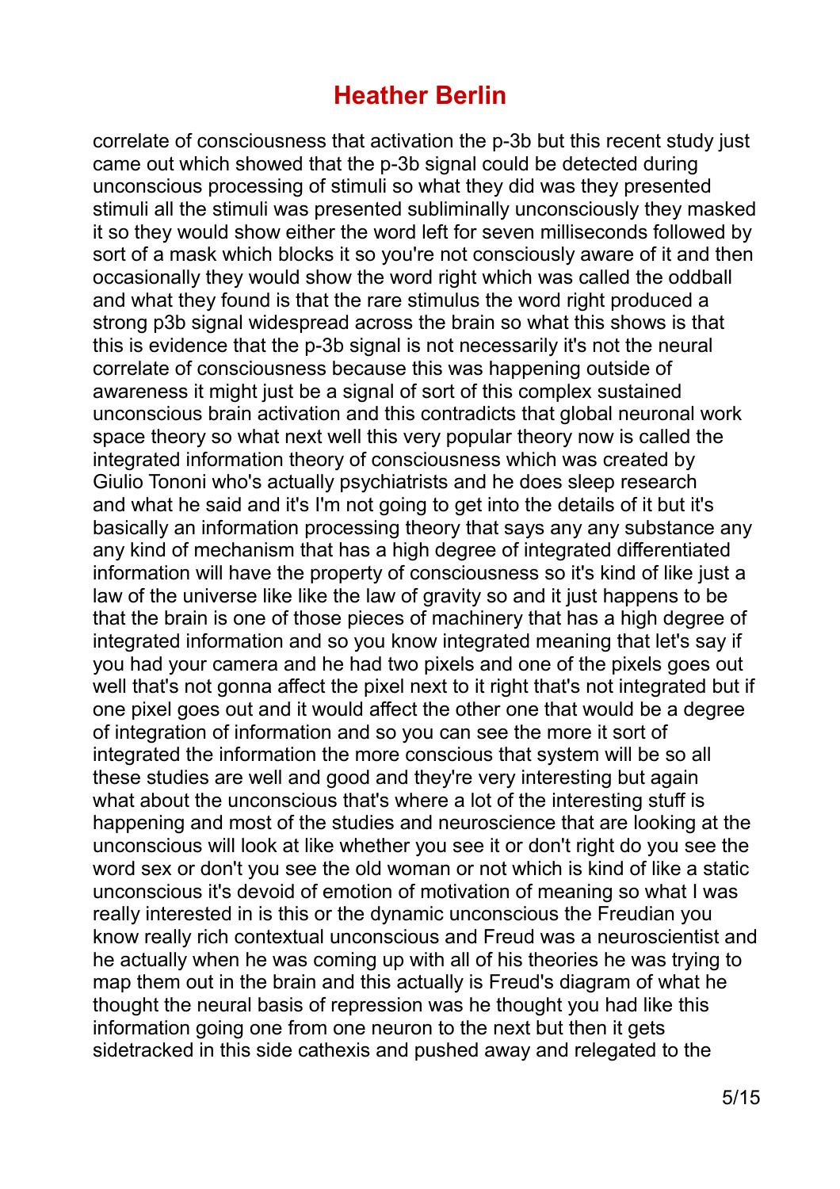# Heather Berlin

correlate of consciousness that activation the p-3b but this recent study just came out which showed that the p-3b signal could be detected during unconscious processing of stimuli so what they did was they presented stimuli all the stimuli was presented subliminally unconsciously they masked it so they would show either the word left for seven milliseconds followed by sort of a mask which blocks it so you're not consciously aware of it and then occasionally they would show the word right which was called the oddball and what they found is that the rare stimulus the word right produced a strong p3b signal widespread across the brain so what this shows is that this is evidence that the p-3b signal is not necessarily it's not the neural correlate of consciousness because this was happening outside of awareness it might just be a signal of sort of this complex sustained unconscious brain activation and this contradicts that global neuronal work space theory so what next well this very popular theory now is called the integrated information theory of consciousness which was created by Giulio Tononi who's actually psychiatrists and he does sleep research and what he said and it's I'm not going to get into the details of it but it's basically an information processing theory that says any any substance any any kind of mechanism that has a high degree of integrated differentiated information will have the property of consciousness so it's kind of like just a law of the universe like like the law of gravity so and it just happens to be that the brain is one of those pieces of machinery that has a high degree of integrated information and so you know integrated meaning that let's say if you had your camera and he had two pixels and one of the pixels goes out well that's not gonna affect the pixel next to it right that's not integrated but if one pixel goes out and it would affect the other one that would be a degree of integration of information and so you can see the more it sort of integrated the information the more conscious that system will be so all these studies are well and good and they're very interesting but again what about the unconscious that's where a lot of the interesting stuff is happening and most of the studies and neuroscience that are looking at the unconscious will look at like whether you see it or don't right do you see the word sex or don't you see the old woman or not which is kind of like a static unconscious it's devoid of emotion of motivation of meaning so what I was really interested in is this or the dynamic unconscious the Freudian you know really rich contextual unconscious and Freud was a neuroscientist and he actually when he was coming up with all of his theories he was trying to map them out in the brain and this actually is Freud's diagram of what he thought the neural basis of repression was he thought you had like this information going one from one neuron to the next but then it gets sidetracked in this side cathexis and pushed away and relegated to the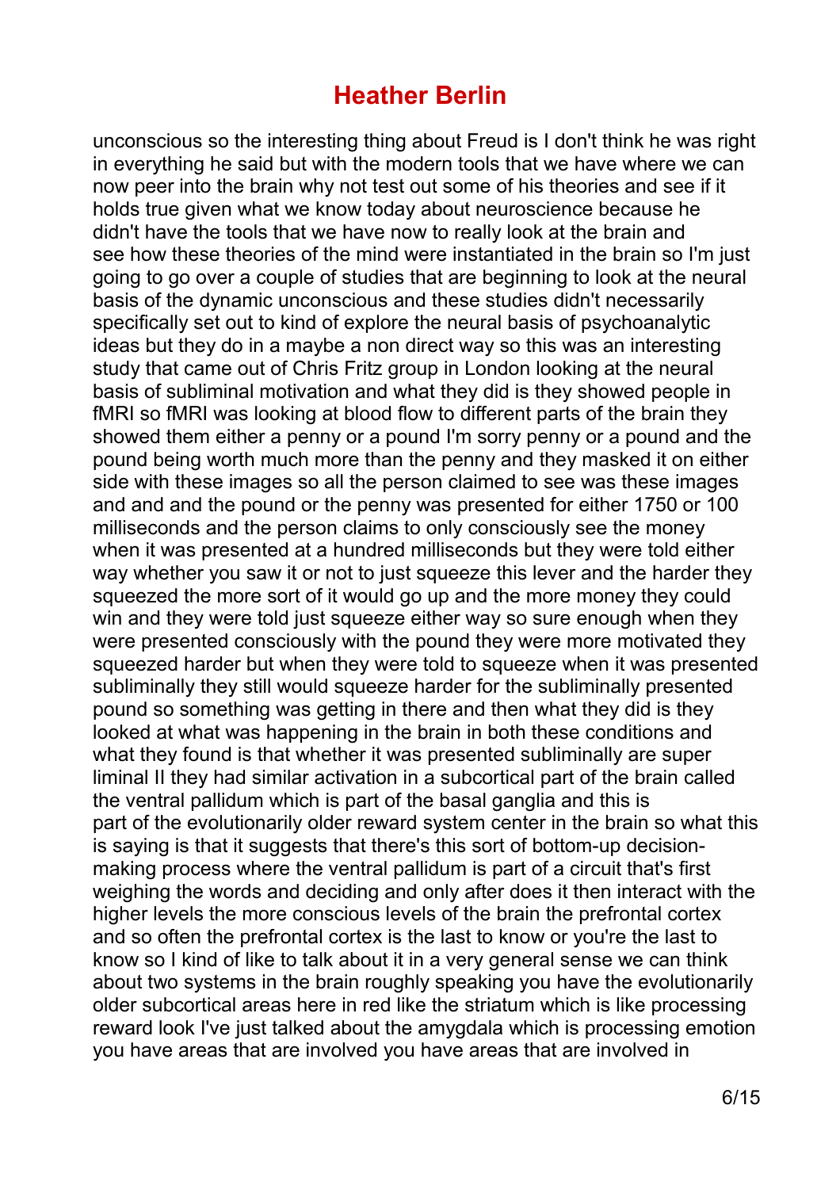# Heather Berlin

unconscious so the interesting thing about Freud is I don't think he was right in everything he said but with the modern tools that we have where we can now peer into the brain why not test out some of his theories and see if it holds true given what we know today about neuroscience because he didn't have the tools that we have now to really look at the brain and see how these theories of the mind were instantiated in the brain so I'm just going to go over a couple of studies that are beginning to look at the neural basis of the dynamic unconscious and these studies didn't necessarily specifically set out to kind of explore the neural basis of psychoanalytic ideas but they do in a maybe a non direct way so this was an interesting study that came out of Chris Fritz group in London looking at the neural basis of subliminal motivation and what they did is they showed people in fMRI so fMRI was looking at blood flow to different parts of the brain they showed them either a penny or a pound I'm sorry penny or a pound and the pound being worth much more than the penny and they masked it on either side with these images so all the person claimed to see was these images and and and the pound or the penny was presented for either 1750 or 100 milliseconds and the person claims to only consciously see the money when it was presented at a hundred milliseconds but they were told either way whether you saw it or not to just squeeze this lever and the harder they squeezed the more sort of it would go up and the more money they could win and they were told just squeeze either way so sure enough when they were presented consciously with the pound they were more motivated they squeezed harder but when they were told to squeeze when it was presented subliminally they still would squeeze harder for the subliminally presented pound so something was getting in there and then what they did is they looked at what was happening in the brain in both these conditions and what they found is that whether it was presented subliminally are super liminal II they had similar activation in a subcortical part of the brain called the ventral pallidum which is part of the basal ganglia and this is part of the evolutionarily older reward system center in the brain so what this is saying is that it suggests that there's this sort of bottom-up decision-making process where the ventral pallidum is part of a circuit that's first weighing the words and deciding and only after does it then interact with the higher levels the more conscious levels of the brain the prefrontal cortex and so often the prefrontal cortex is the last to know or you're the last to know so I kind of like to talk about it in a very general sense we can think about two systems in the brain roughly speaking you have the evolutionarily older subcortical areas here in red like the striatum which is like processing reward look I've just talked about the amygdala which is processing emotion you have areas that are involved you have areas that are involved in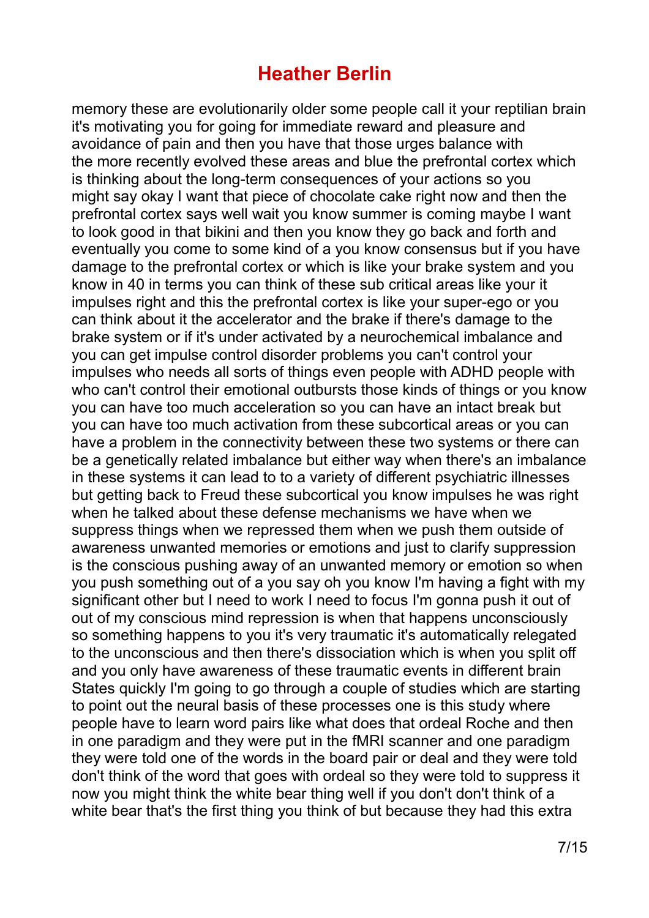memory these are evolutionarily older some people call it your reptilian brain it's motivating you for going for immediate reward and pleasure and avoidance of pain and then you have that those urges balance with the more recently evolved these areas and blue the prefrontal cortex which is thinking about the long-term consequences of your actions so you might say okay I want that piece of chocolate cake right now and then the prefrontal cortex says well wait you know summer is coming maybe I want to look good in that bikini and then you know they go back and forth and eventually you come to some kind of a you know consensus but if you have damage to the prefrontal cortex or which is like your brake system and you know in 40 in terms you can think of these sub critical areas like your it impulses right and this the prefrontal cortex is like your super-ego or you can think about it the accelerator and the brake if there's damage to the brake system or if it's under activated by a neurochemical imbalance and you can get impulse control disorder problems you can't control your impulses who needs all sorts of things even people with ADHD people with who can't control their emotional outbursts those kinds of things or you know you can have too much acceleration so you can have an intact break but you can have too much activation from these subcortical areas or you can have a problem in the connectivity between these two systems or there can be a genetically related imbalance but either way when there's an imbalance in these systems it can lead to to a variety of different psychiatric illnesses but getting back to Freud these subcortical you know impulses he was right when he talked about these defense mechanisms we have when we suppress things when we repressed them when we push them outside of awareness unwanted memories or emotions and just to clarify suppression is the conscious pushing away of an unwanted memory or emotion so when you push something out of a you say oh you know I'm having a fight with my significant other but I need to work I need to focus I'm gonna push it out of out of my conscious mind repression is when that happens unconsciously so something happens to you it's very traumatic it's automatically relegated to the unconscious and then there's dissociation which is when you split off and you only have awareness of these traumatic events in different brain States quickly I'm going to go through a couple of studies which are starting to point out the neural basis of these processes one is this study where people have to learn word pairs like what does that ordeal Roche and then in one paradigm and they were put in the fMRI scanner and one paradigm they were told one of the words in the board pair or deal and they were told don't think of the word that goes with ordeal so they were told to suppress it now you might think the white bear thing well if you don't don't think of a white bear that's the first thing you think of but because they had this extra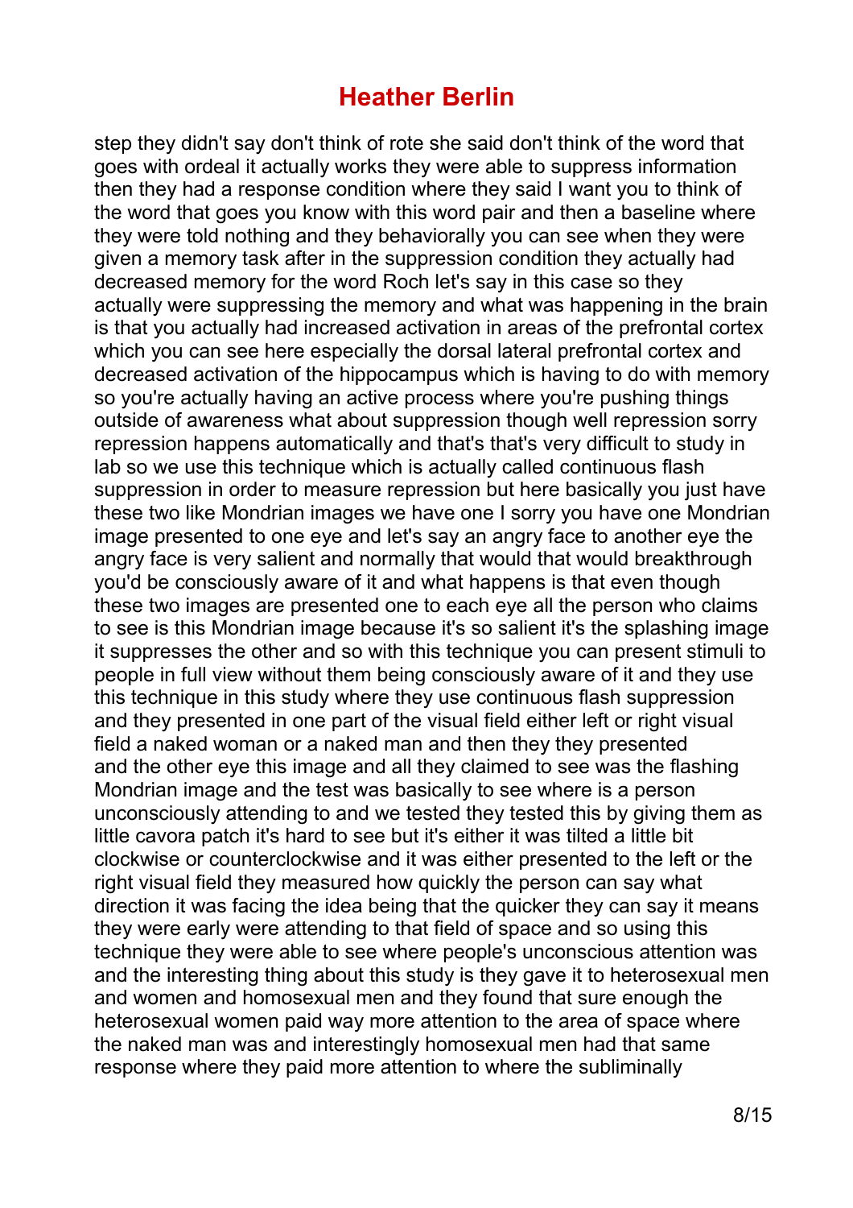# Heather Berlin

step they didn't say don't think of rote she said don't think of the word that goes with ordeal it actually works they were able to suppress information then they had a response condition where they said I want you to think of the word that goes you know with this word pair and then a baseline where they were told nothing and they behaviorally you can see when they were given a memory task after in the suppression condition they actually had decreased memory for the word Roch let's say in this case so they actually were suppressing the memory and what was happening in the brain is that you actually had increased activation in areas of the prefrontal cortex which you can see here especially the dorsal lateral prefrontal cortex and decreased activation of the hippocampus which is having to do with memory so you're actually having an active process where you're pushing things outside of awareness what about suppression though well repression sorry repression happens automatically and that's that's very difficult to study in lab so we use this technique which is actually called continuous flash suppression in order to measure repression but here basically you just have these two like Mondrian images we have one I sorry you have one Mondrian image presented to one eye and let's say an angry face to another eye the angry face is very salient and normally that would that would breakthrough you'd be consciously aware of it and what happens is that even though these two images are presented one to each eye all the person who claims to see is this Mondrian image because it's so salient it's the splashing image it suppresses the other and so with this technique you can present stimuli to people in full view without them being consciously aware of it and they use this technique in this study where they use continuous flash suppression and they presented in one part of the visual field either left or right visual field a naked woman or a naked man and then they they presented and the other eye this image and all they claimed to see was the flashing Mondrian image and the test was basically to see where is a person unconsciously attending to and we tested they tested this by giving them as little cavora patch it's hard to see but it's either it was tilted a little bit clockwise or counterclockwise and it was either presented to the left or the right visual field they measured how quickly the person can say what direction it was facing the idea being that the quicker they can say it means they were early were attending to that field of space and so using this technique they were able to see where people's unconscious attention was and the interesting thing about this study is they gave it to heterosexual men and women and homosexual men and they found that sure enough the heterosexual women paid way more attention to the area of space where the naked man was and interestingly homosexual men had that same response where they paid more attention to where the subliminally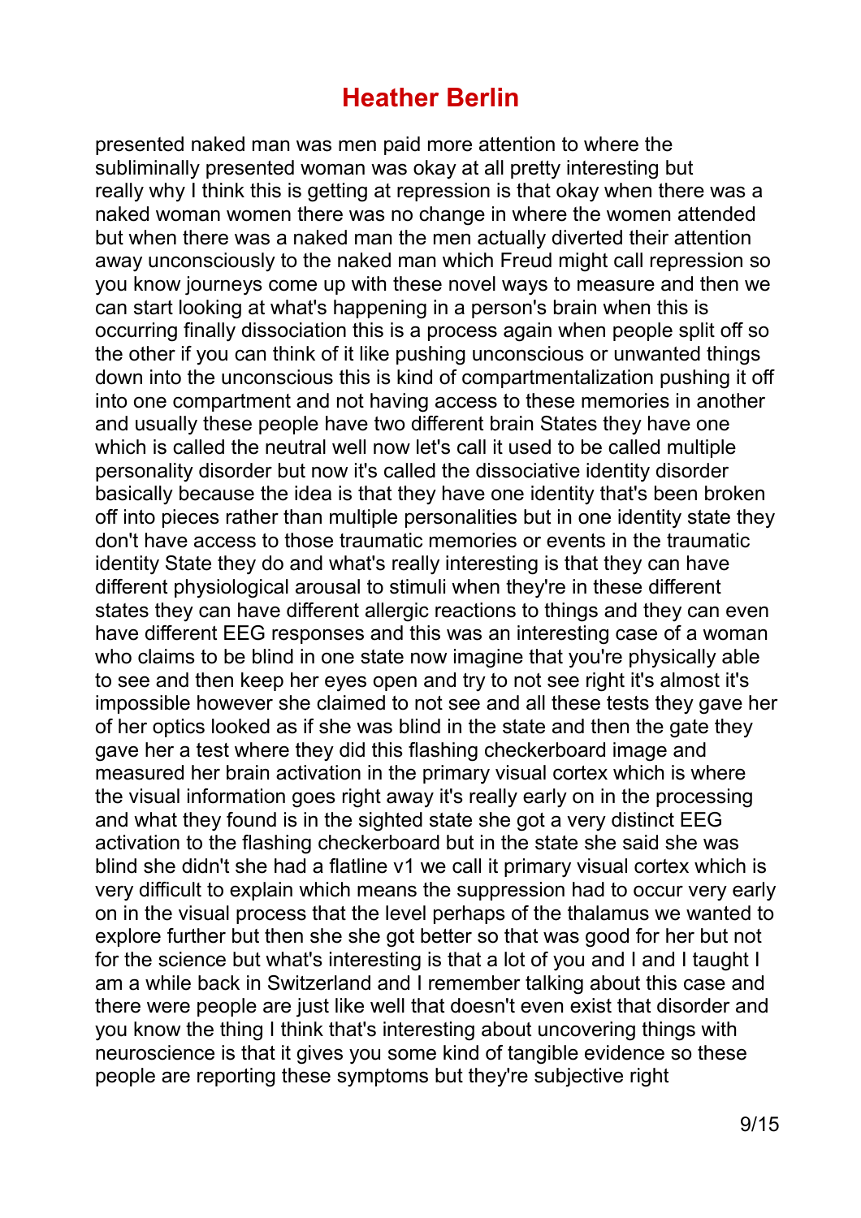## Heather Berlin

presented naked man was men paid more attention to where the subliminally presented woman was okay at all pretty interesting but really why I think this is getting at repression is that okay when there was a naked woman women there was no change in where the women attended but when there was a naked man the men actually diverted their attention away unconsciously to the naked man which Freud might call repression so you know journeys come up with these novel ways to measure and then we can start looking at what's happening in a person's brain when this is occurring finally dissociation this is a process again when people split off so the other if you can think of it like pushing unconscious or unwanted things down into the unconscious this is kind of compartmentalization pushing it off into one compartment and not having access to these memories in another and usually these people have two different brain States they have one which is called the neutral well now let's call it used to be called multiple personality disorder but now it's called the dissociative identity disorder basically because the idea is that they have one identity that's been broken off into pieces rather than multiple personalities but in one identity state they don't have access to those traumatic memories or events in the traumatic identity State they do and what's really interesting is that they can have different physiological arousal to stimuli when they're in these different states they can have different allergic reactions to things and they can even have different EEG responses and this was an interesting case of a woman who claims to be blind in one state now imagine that you're physically able to see and then keep her eyes open and try to not see right it's almost it's impossible however she claimed to not see and all these tests they gave her of her optics looked as if she was blind in the state and then the gate they gave her a test where they did this flashing checkerboard image and measured her brain activation in the primary visual cortex which is where the visual information goes right away it's really early on in the processing and what they found is in the sighted state she got a very distinct EEG activation to the flashing checkerboard but in the state she said she was blind she didn't she had a flatline v1 we call it primary visual cortex which is very difficult to explain which means the suppression had to occur very early on in the visual process that the level perhaps of the thalamus we wanted to explore further but then she she got better so that was good for her but not for the science but what's interesting is that a lot of you and I and I taught I am a while back in Switzerland and I remember talking about this case and there were people are just like well that doesn't even exist that disorder and you know the thing I think that's interesting about uncovering things with neuroscience is that it gives you some kind of tangible evidence so these people are reporting these symptoms but they're subjective right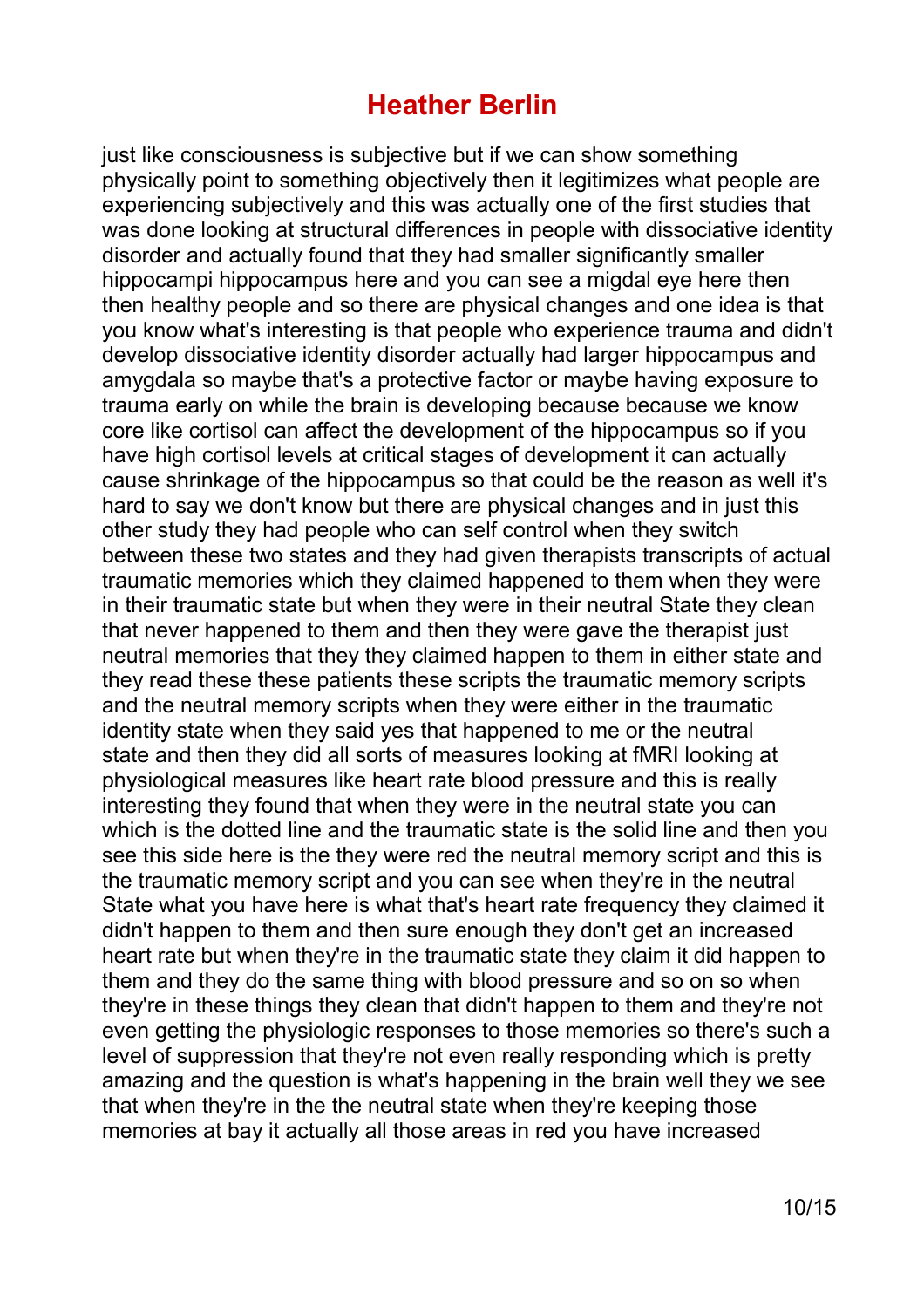# Heather Berlin

just like consciousness is subjective but if we can show something physically point to something objectively then it legitimizes what people are experiencing subjectively and this was actually one of the first studies that was done looking at structural differences in people with dissociative identity disorder and actually found that they had smaller significantly smaller hippocampi hippocampus here and you can see a migdal eye here then then healthy people and so there are physical changes and one idea is that you know what's interesting is that people who experience trauma and didn't develop dissociative identity disorder actually had larger hippocampus and amygdala so maybe that's a protective factor or maybe having exposure to trauma early on while the brain is developing because because we know core like cortisol can affect the development of the hippocampus so if you have high cortisol levels at critical stages of development it can actually cause shrinkage of the hippocampus so that could be the reason as well it's hard to say we don't know but there are physical changes and in just this other study they had people who can self control when they switch between these two states and they had given therapists transcripts of actual traumatic memories which they claimed happened to them when they were in their traumatic state but when they were in their neutral State they clean that never happened to them and then they were gave the therapist just neutral memories that they they claimed happen to them in either state and they read these these patients these scripts the traumatic memory scripts and the neutral memory scripts when they were either in the traumatic identity state when they said yes that happened to me or the neutral state and then they did all sorts of measures looking at fMRI looking at physiological measures like heart rate blood pressure and this is really interesting they found that when they were in the neutral state you can which is the dotted line and the traumatic state is the solid line and then you see this side here is the they were red the neutral memory script and this is the traumatic memory script and you can see when they're in the neutral State what you have here is what that's heart rate frequency they claimed it didn't happen to them and then sure enough they don't get an increased heart rate but when they're in the traumatic state they claim it did happen to them and they do the same thing with blood pressure and so on so when they're in these things they clean that didn't happen to them and they're not even getting the physiologic responses to those memories so there's such a level of suppression that they're not even really responding which is pretty amazing and the question is what's happening in the brain well they we see that when they're in the the neutral state when they're keeping those memories at bay it actually all those areas in red you have increased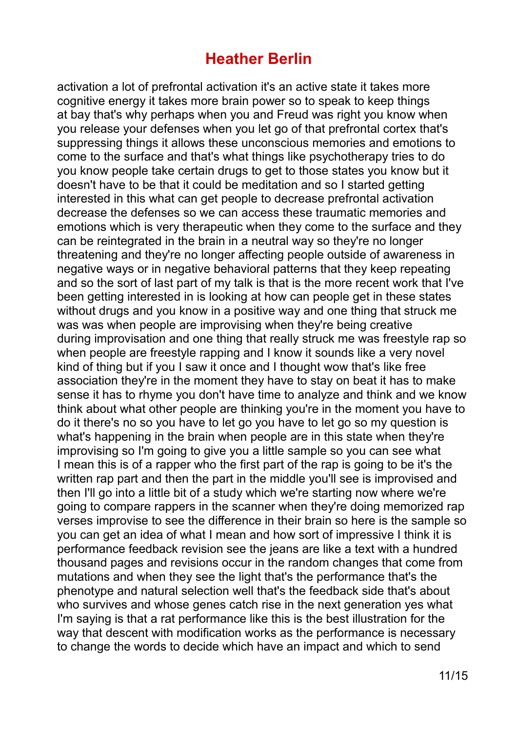## Heather Berlin

activation a lot of prefrontal activation it's an active state it takes more cognitive energy it takes more brain power so to speak to keep things at bay that's why perhaps when you and Freud was right you know when you release your defenses when you let go of that prefrontal cortex that's suppressing things it allows these unconscious memories and emotions to come to the surface and that's what things like psychotherapy tries to do you know people take certain drugs to get to those states you know but it doesn't have to be that it could be meditation and so I started getting interested in this what can get people to decrease prefrontal activation decrease the defenses so we can access these traumatic memories and emotions which is very therapeutic when they come to the surface and they can be reintegrated in the brain in a neutral way so they're no longer threatening and they're no longer affecting people outside of awareness in negative ways or in negative behavioral patterns that they keep repeating and so the sort of last part of my talk is that is the more recent work that I've been getting interested in is looking at how can people get in these states without drugs and you know in a positive way and one thing that struck me was was when people are improvising when they're being creative during improvisation and one thing that really struck me was freestyle rap so when people are freestyle rapping and I know it sounds like a very novel kind of thing but if you I saw it once and I thought wow that's like free association they're in the moment they have to stay on beat it has to make sense it has to rhyme you don't have time to analyze and think and we know think about what other people are thinking you're in the moment you have to do it there's no so you have to let go you have to let go so my question is what's happening in the brain when people are in this state when they're improvising so I'm going to give you a little sample so you can see what I mean this is of a rapper who the first part of the rap is going to be it's the written rap part and then the part in the middle you'll see is improvised and then I'll go into a little bit of a study which we're starting now where we're going to compare rappers in the scanner when they're doing memorized rap verses improvise to see the difference in their brain so here is the sample so you can get an idea of what I mean and how sort of impressive I think it is performance feedback revision see the jeans are like a text with a hundred thousand pages and revisions occur in the random changes that come from mutations and when they see the light that's the performance that's the phenotype and natural selection well that's the feedback side that's about who survives and whose genes catch rise in the next generation yes what I'm saying is that a rat performance like this is the best illustration for the way that descent with modification works as the performance is necessary to change the words to decide which have an impact and which to send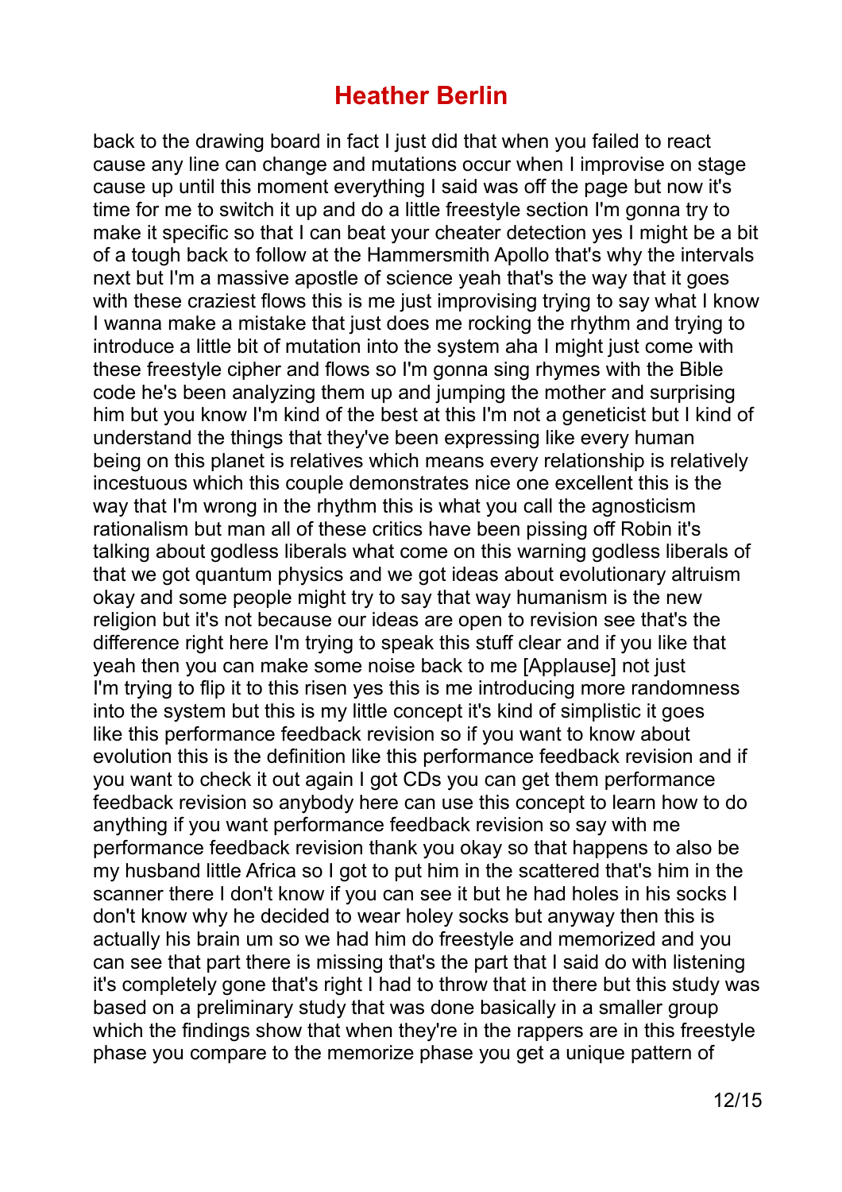# Heather Berlin

back to the drawing board in fact I just did that when you failed to react cause any line can change and mutations occur when I improvise on stage cause up until this moment everything I said was off the page but now it's time for me to switch it up and do a little freestyle section I'm gonna try to make it specific so that I can beat your cheater detection yes I might be a bit of a tough back to follow at the Hammersmith Apollo that's why the intervals next but I'm a massive apostle of science yeah that's the way that it goes with these craziest flows this is me just improvising trying to say what I know I wanna make a mistake that just does me rocking the rhythm and trying to introduce a little bit of mutation into the system aha I might just come with these freestyle cipher and flows so I'm gonna sing rhymes with the Bible code he's been analyzing them up and jumping the mother and surprising him but you know I'm kind of the best at this I'm not a geneticist but I kind of understand the things that they've been expressing like every human being on this planet is relatives which means every relationship is relatively incestuous which this couple demonstrates nice one excellent this is the way that I'm wrong in the rhythm this is what you call the agnosticism rationalism but man all of these critics have been pissing off Robin it's talking about godless liberals what come on this warning godless liberals of that we got quantum physics and we got ideas about evolutionary altruism okay and some people might try to say that way humanism is the new religion but it's not because our ideas are open to revision see that's the difference right here I'm trying to speak this stuff clear and if you like that yeah then you can make some noise back to me [Applause] not just I'm trying to flip it to this risen yes this is me introducing more randomness into the system but this is my little concept it's kind of simplistic it goes like this performance feedback revision so if you want to know about evolution this is the definition like this performance feedback revision and if you want to check it out again I got CDs you can get them performance feedback revision so anybody here can use this concept to learn how to do anything if you want performance feedback revision so say with me performance feedback revision thank you okay so that happens to also be my husband little Africa so I got to put him in the scattered that's him in the scanner there I don't know if you can see it but he had holes in his socks I don't know why he decided to wear holey socks but anyway then this is actually his brain um so we had him do freestyle and memorized and you can see that part there is missing that's the part that I said do with listening it's completely gone that's right I had to throw that in there but this study was based on a preliminary study that was done basically in a smaller group which the findings show that when they're in the rappers are in this freestyle phase you compare to the memorize phase you get a unique pattern of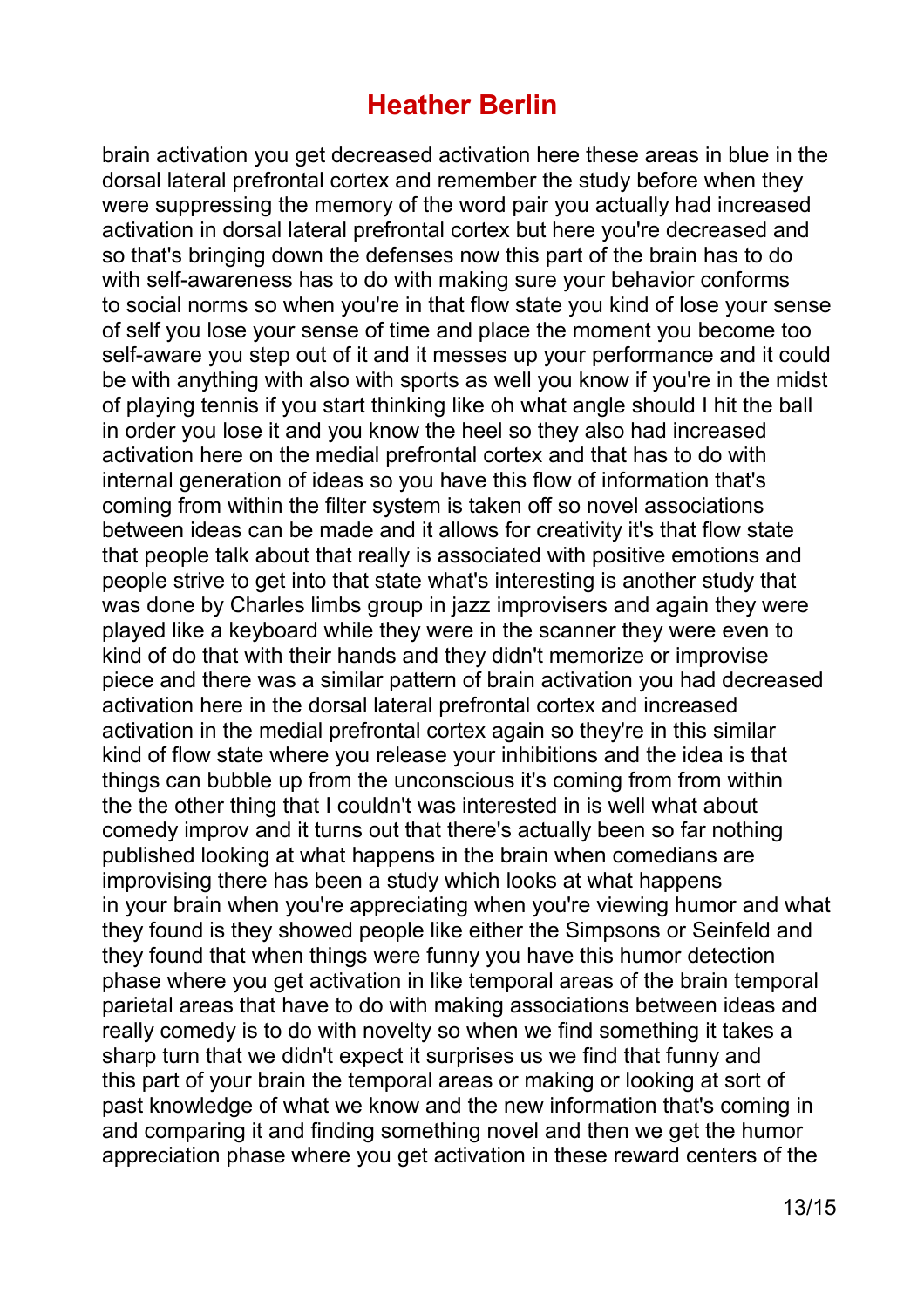## Heather Berlin

brain activation you get decreased activation here these areas in blue in the dorsal lateral prefrontal cortex and remember the study before when they were suppressing the memory of the word pair you actually had increased activation in dorsal lateral prefrontal cortex but here you're decreased and so that's bringing down the defenses now this part of the brain has to do with self-awareness has to do with making sure your behavior conforms to social norms so when you're in that flow state you kind of lose your sense of self you lose your sense of time and place the moment you become too self-aware you step out of it and it messes up your performance and it could be with anything with also with sports as well you know if you're in the midst of playing tennis if you start thinking like oh what angle should I hit the ball in order you lose it and you know the heel so they also had increased activation here on the medial prefrontal cortex and that has to do with internal generation of ideas so you have this flow of information that's coming from within the filter system is taken off so novel associations between ideas can be made and it allows for creativity it's that flow state that people talk about that really is associated with positive emotions and people strive to get into that state what's interesting is another study that was done by Charles limbs group in jazz improvisers and again they were played like a keyboard while they were in the scanner they were even to kind of do that with their hands and they didn't memorize or improvise piece and there was a similar pattern of brain activation you had decreased activation here in the dorsal lateral prefrontal cortex and increased activation in the medial prefrontal cortex again so they're in this similar kind of flow state where you release your inhibitions and the idea is that things can bubble up from the unconscious it's coming from from within the the other thing that I couldn't was interested in is well what about comedy improv and it turns out that there's actually been so far nothing published looking at what happens in the brain when comedians are improvising there has been a study which looks at what happens in your brain when you're appreciating when you're viewing humor and what they found is they showed people like either the Simpsons or Seinfeld and they found that when things were funny you have this humor detection phase where you get activation in like temporal areas of the brain temporal parietal areas that have to do with making associations between ideas and really comedy is to do with novelty so when we find something it takes a sharp turn that we didn't expect it surprises us we find that funny and this part of your brain the temporal areas or making or looking at sort of past knowledge of what we know and the new information that's coming in and comparing it and finding something novel and then we get the humor appreciation phase where you get activation in these reward centers of the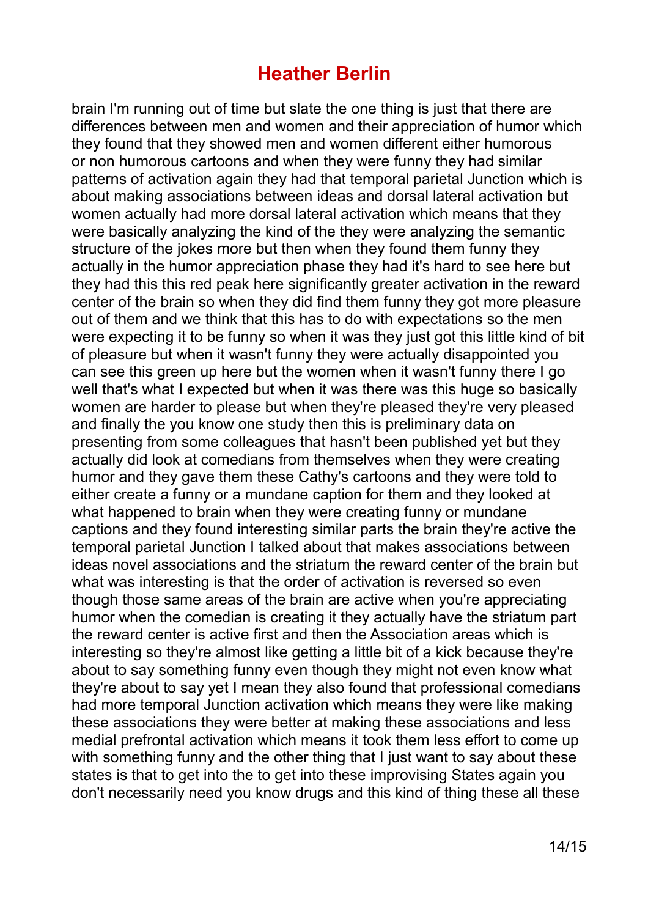# Heather Berlin

brain I'm running out of time but slate the one thing is just that there are differences between men and women and their appreciation of humor which they found that they showed men and women different either humorous or non humorous cartoons and when they were funny they had similar patterns of activation again they had that temporal parietal Junction which is about making associations between ideas and dorsal lateral activation but women actually had more dorsal lateral activation which means that they were basically analyzing the kind of the they were analyzing the semantic structure of the jokes more but then when they found them funny they actually in the humor appreciation phase they had it's hard to see here but they had this this red peak here significantly greater activation in the reward center of the brain so when they did find them funny they got more pleasure out of them and we think that this has to do with expectations so the men were expecting it to be funny so when it was they just got this little kind of bit of pleasure but when it wasn't funny they were actually disappointed you can see this green up here but the women when it wasn't funny there I go well that's what I expected but when it was there was this huge so basically women are harder to please but when they're pleased they're very pleased and finally the you know one study then this is preliminary data on presenting from some colleagues that hasn't been published yet but they actually did look at comedians from themselves when they were creating humor and they gave them these Cathy's cartoons and they were told to either create a funny or a mundane caption for them and they looked at what happened to brain when they were creating funny or mundane captions and they found interesting similar parts the brain they're active the temporal parietal Junction I talked about that makes associations between ideas novel associations and the striatum the reward center of the brain but what was interesting is that the order of activation is reversed so even though those same areas of the brain are active when you're appreciating humor when the comedian is creating it they actually have the striatum part the reward center is active first and then the Association areas which is interesting so they're almost like getting a little bit of a kick because they're about to say something funny even though they might not even know what they're about to say yet I mean they also found that professional comedians had more temporal Junction activation which means they were like making these associations they were better at making these associations and less medial prefrontal activation which means it took them less effort to come up with something funny and the other thing that I just want to say about these states is that to get into the to get into these improvising States again you don't necessarily need you know drugs and this kind of thing these all these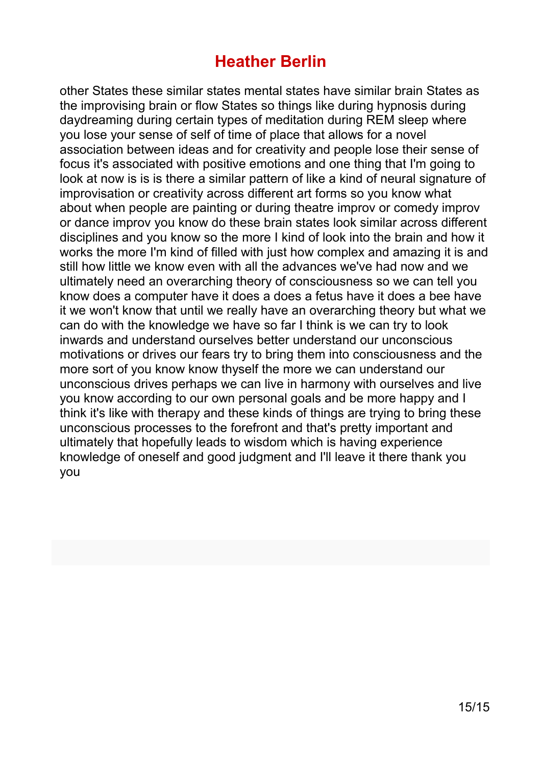## Heather Berlin

other States these similar states mental states have similar brain States as the improvising brain or flow States so things like during hypnosis during daydreaming during certain types of meditation during REM sleep where you lose your sense of self of time of place that allows for a novel association between ideas and for creativity and people lose their sense of focus it's associated with positive emotions and one thing that I'm going to look at now is is is there a similar pattern of like a kind of neural signature of improvisation or creativity across different art forms so you know what about when people are painting or during theatre improv or comedy improv or dance improv you know do these brain states look similar across different disciplines and you know so the more I kind of look into the brain and how it works the more I'm kind of filled with just how complex and amazing it is and still how little we know even with all the advances we've had now and we ultimately need an overarching theory of consciousness so we can tell you know does a computer have it does a does a fetus have it does a bee have it we won't know that until we really have an overarching theory but what we can do with the knowledge we have so far I think is we can try to look inwards and understand ourselves better understand our unconscious motivations or drives our fears try to bring them into consciousness and the more sort of you know know thyself the more we can understand our unconscious drives perhaps we can live in harmony with ourselves and live you know according to our own personal goals and be more happy and I think it's like with therapy and these kinds of things are trying to bring these unconscious processes to the forefront and that's pretty important and ultimately that hopefully leads to wisdom which is having experience knowledge of oneself and good judgment and I'll leave it there thank you you